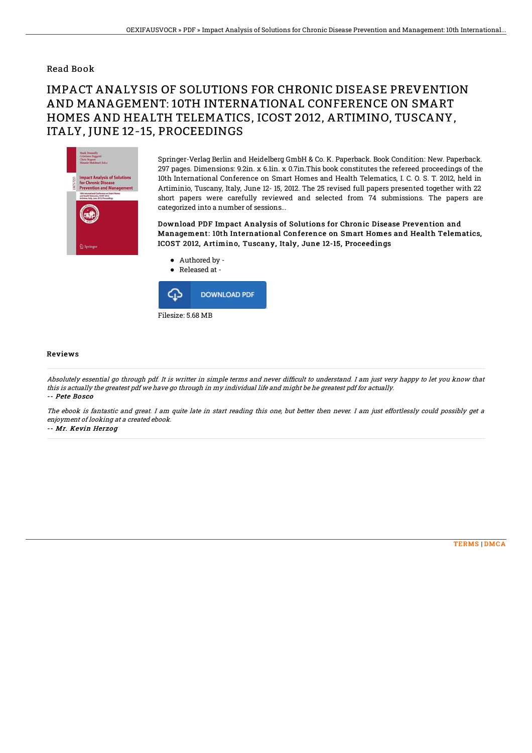## Read Book

# IMPACT ANALYSIS OF SOLUTIONS FOR CHRONIC DISEASE PREVENTION AND MANAGEMENT: 10TH INTERNATIONAL CONFERENCE ON SMART HOMES AND HEALTH TELEMATICS, ICOST 2012, ARTIMINO, TUSCANY, ITALY, JUNE 12-15, PROCEEDINGS

Springer-Verlag Berlin and Heidelberg GmbH & Co. K. Paperback. Book Condition: New. Paperback. 297 pages. Dimensions: 9.2in. x 6.1in. x 0.7in.This book constitutes the refereed proceedings of the 10th International Conference on Smart Homes and Health Telematics, I. C. O. S. T. 2012, held in Artiminio, Tuscany, Italy, June 12- 15, 2012. The 25 revised full papers presented together with 22 short papers were carefully reviewed and selected from 74 submissions. The papers are categorized into a number of sessions...

**Download PDF Impact Analysis of Solutions for Chronic Disease Prevention and Management: 10th International Conference on Smart Homes and Health Telematics, ICOST 2012, Artimino, Tuscany, Italy, June 12-15, Proceedings**

- Authored by -
- Released at -

DOWNLOAD PDF

Filesize: 5.68 MB

### Reviews

*Absolutely essential go through pdf. It is writter in simple terms and never difficult to understand. I am just very happy to let you know that this is actually the greatest pdf we have go through in my individual life and might be he greatest pdf for actually.*

*-- Pete Bosco*

*The ebook is fantastic and great. I am quite late in start reading this one, but better then never. I am just effortlessly could possibly get a enjoyment of looking at a created ebook.*

*-- Mr. Kevin Herzog*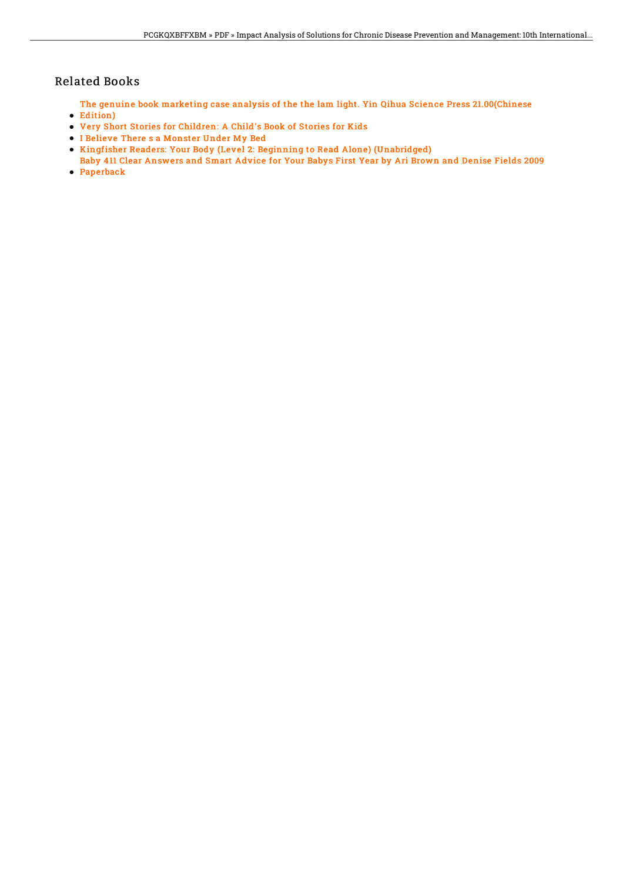## Related Books

- The genuine book marketing case analysis of the the lam light. Yin Qihua Science Press 21.00(Chinese Edition)
- Very Short Stories for Children: A Child's Book of Stories for Kids
- I Believe There s a Monster Under My Bed
- Kingfisher Readers: Your Body (Level 2: Beginning to Read Alone) (Unabridged)
- Baby 411 Clear Answers and Smart Advice for Your Babys First Year by Ari Brown and Denise Fields 2009 Paperback